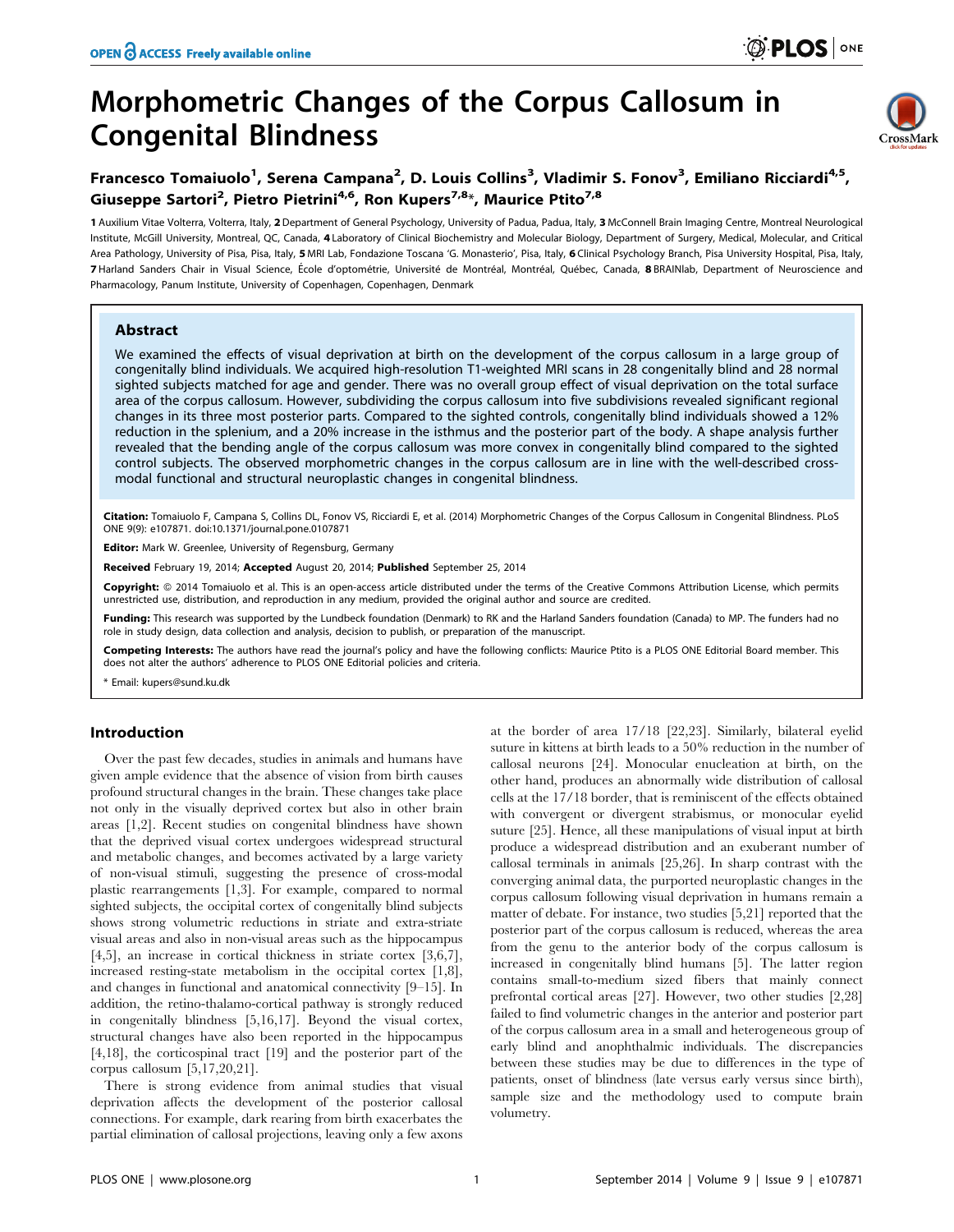# Morphometric Changes of the Corpus Callosum in Congenital Blindness

**Francesco Tomaiuolo[1], Serena Campana[2], D. Louis Collins[3], Vladimir S. Fonov[3], Emiliano Ricciardi[4,5], Giuseppe Sartori[2], Pietro Pietrini[4,6], Ron Kupers[7,8*], Maurice Ptito[7,8]**

1 Auxilium Vitae Volterra, Volterra, Italy, 2 Department of General Psychology, University of Padua, Padua, Italy, 3 McConnell Brain Imaging Centre, Montreal Neurological Institute, McGill University, Montreal, QC, Canada, 4 Laboratory of Clinical Biochemistry and Molecular Biology, Department of Surgery, Medical, Molecular, and Critical Area Pathology, University of Pisa, Pisa, Italy, 5 MRI Lab, Fondazione Toscana 'G. Monasterio', Pisa, Italy, 6 Clinical Psychology Branch, Pisa University Hospital, Pisa, Italy, 7 Harland Sanders Chair in Visual Science, École d'optométrie, Université de Montréal, Montréal, Québec, Canada, 8 BRAINlab, Department of Neuroscience and Pharmacology, Panum Institute, University of Copenhagen, Copenhagen, Denmark

## Abstract

We examined the effects of visual deprivation at birth on the development of the corpus callosum in a large group of congenitally blind individuals. We acquired high-resolution T1-weighted MRI scans in 28 congenitally blind and 28 normal sighted subjects matched for age and gender. There was no overall group effect of visual deprivation on the total surface area of the corpus callosum. However, subdividing the corpus callosum into five subdivisions revealed significant regional changes in its three most posterior parts. Compared to the sighted controls, congenitally blind individuals showed a 12% reduction in the splenium, and a 20% increase in the isthmus and the posterior part of the body. A shape analysis further revealed that the bending angle of the corpus callosum was more convex in congenitally blind compared to the sighted control subjects. The observed morphometric changes in the corpus callosum are in line with the well-described cross-modal functional and structural neuroplastic changes in congenital blindness.

**Citation:** Tomaiuolo F, Campana S, Collins DL, Fonov VS, Ricciardi E, et al. (2014) Morphometric Changes of the Corpus Callosum in Congenital Blindness. PLoS ONE 9(9): e107871. doi:10.1371/journal.pone.0107871

**Editor:** Mark W. Greenlee, University of Regensburg, Germany

**Received** February 19, 2014; **Accepted** August 20, 2014; **Published** September 25, 2014

**Copyright:** © 2014 Tomaiuolo et al. This is an open-access article distributed under the terms of the Creative Commons Attribution License, which permits unrestricted use, distribution, and reproduction in any medium, provided the original author and source are credited.

**Funding:** This research was supported by the Lundbeck foundation (Denmark) to RK and the Harland Sanders foundation (Canada) to MP. The funders had no role in study design, data collection and analysis, decision to publish, or preparation of the manuscript.

**Competing Interests:** The authors have read the journal's policy and have the following conflicts: Maurice Ptito is a PLOS ONE Editorial Board member. This does not alter the authors' adherence to PLOS ONE Editorial policies and criteria.

\* Email: kupers@sund.ku.dk

## Introduction

Over the past few decades, studies in animals and humans have given ample evidence that the absence of vision from birth causes profound structural changes in the brain. These changes take place not only in the visually deprived cortex but also in other brain areas [1,2]. Recent studies on congenital blindness have shown that the deprived visual cortex undergoes widespread structural and metabolic changes, and becomes activated by a large variety of non-visual stimuli, suggesting the presence of cross-modal plastic rearrangements [1,3]. For example, compared to normal sighted subjects, the occipital cortex of congenitally blind subjects shows strong volumetric reductions in striate and extra-striate visual areas and also in non-visual areas such as the hippocampus [4,5], an increase in cortical thickness in striate cortex [3,6,7], increased resting-state metabolism in the occipital cortex [1,8], and changes in functional and anatomical connectivity [9–15]. In addition, the retino-thalamo-cortical pathway is strongly reduced in congenitally blindness [5,16,17]. Beyond the visual cortex, structural changes have also been reported in the hippocampus [4,18], the corticospinal tract [19] and the posterior part of the corpus callosum [5,17,20,21].

There is strong evidence from animal studies that visual deprivation affects the development of the posterior callosal connections. For example, dark rearing from birth exacerbates the partial elimination of callosal projections, leaving only a few axons at the border of area 17/18 [22,23]. Similarly, bilateral eyelid suture in kittens at birth leads to a 50% reduction in the number of callosal neurons [24]. Monocular enucleation at birth, on the other hand, produces an abnormally wide distribution of callosal cells at the 17/18 border, that is reminiscent of the effects obtained with convergent or divergent strabismus, or monocular eyelid suture [25]. Hence, all these manipulations of visual input at birth produce a widespread distribution and an exuberant number of callosal terminals in animals [25,26]. In sharp contrast with the converging animal data, the purported neuroplastic changes in the corpus callosum following visual deprivation in humans remain a matter of debate. For instance, two studies [5,21] reported that the posterior part of the corpus callosum is reduced, whereas the area from the genu to the anterior body of the corpus callosum is increased in congenitally blind humans [5]. The latter region contains small-to-medium sized fibers that mainly connect prefrontal cortical areas [27]. However, two other studies [2,28] failed to find volumetric changes in the anterior and posterior part of the corpus callosum area in a small and heterogeneous group of early blind and anophthalmic individuals. The discrepancies between these studies may be due to differences in the type of patients, onset of blindness (late versus early versus since birth), sample size and the methodology used to compute brain volumetry.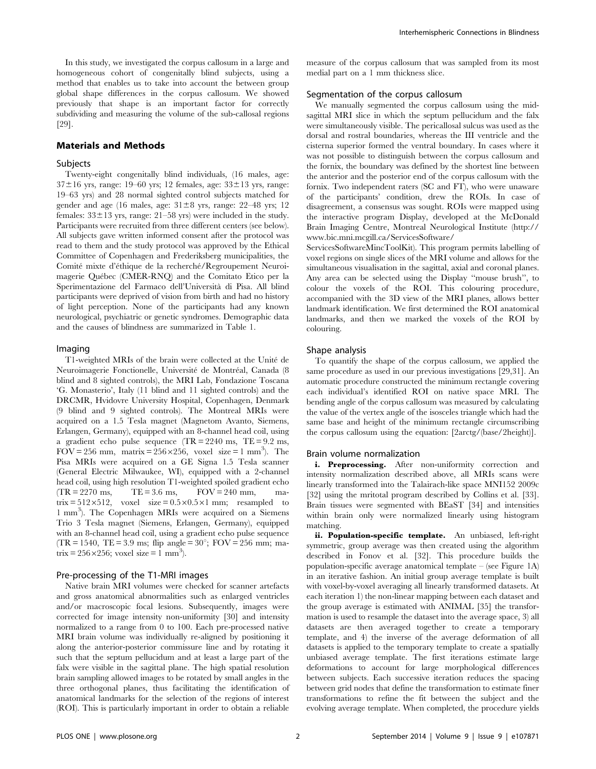In this study, we investigated the corpus callosum in a large and homogeneous cohort of congenitally blind subjects, using a method that enables us to take into account the between group global shape differences in the corpus callosum. We showed previously that shape is an important factor for correctly subdividing and measuring the volume of the sub-callosal regions [29].

## Materials and Methods

### Subjects

Twenty-eight congenitally blind individuals, (16 males, age: 37±16 yrs, range: 19–60 yrs; 12 females, age: 33±13 yrs, range: 19–63 yrs) and 28 normal sighted control subjects matched for gender and age (16 males, age: 31±8 yrs, range: 22–48 yrs; 12 females: 33±13 yrs, range: 21–58 yrs) were included in the study. Participants were recruited from three different centers (see below). All subjects gave written informed consent after the protocol was read to them and the study protocol was approved by the Ethical Committee of Copenhagen and Frederiksberg municipalities, the Comité mixte d'éthique de la recherché/Regroupement Neuroimagerie Québec (CMER-RNQ) and the Comitato Etico per la Sperimentazione del Farmaco dell'Università di Pisa. All blind participants were deprived of vision from birth and had no history of light perception. None of the participants had any known neurological, psychiatric or genetic syndromes. Demographic data and the causes of blindness are summarized in Table 1.

### Imaging

T1-weighted MRIs of the brain were collected at the Unité de Neuroimagerie Fonctionelle, Université de Montréal, Canada (8 blind and 8 sighted controls), the MRI Lab, Fondazione Toscana 'G. Monasterio', Italy (11 blind and 11 sighted controls) and the DRCMR, Hvidovre University Hospital, Copenhagen, Denmark (9 blind and 9 sighted controls). The Montreal MRIs were acquired on a 1.5 Tesla magnet (Magnetom Avanto, Siemens, Erlangen, Germany), equipped with an 8-channel head coil, using a gradient echo pulse sequence (TR = 2240 ms, TE = 9.2 ms, FOV = 256 mm, matrix = 256×256, voxel size = 1 mm$^3$). The Pisa MRIs were acquired on a GE Signa 1.5 Tesla scanner (General Electric Milwaukee, WI), equipped with a 2-channel head coil, using high resolution T1-weighted spoiled gradient echo (TR = 2270 ms, TE = 3.6 ms, FOV = 240 mm, matrix = 512×512, voxel size = 0.5×0.5×1 mm; resampled to 1 mm$^3$). The Copenhagen MRIs were acquired on a Siemens Trio 3 Tesla magnet (Siemens, Erlangen, Germany), equipped with an 8-channel head coil, using a gradient echo pulse sequence (TR = 1540, TE = 3.9 ms; flip angle = 30°; FOV = 256 mm; matrix = 256×256; voxel size = 1 mm$^3$).

### Pre-processing of the T1-MRI images

Native brain MRI volumes were checked for scanner artefacts and gross anatomical abnormalities such as enlarged ventricles and/or macroscopic focal lesions. Subsequently, images were corrected for image intensity non-uniformity [30] and intensity normalized to a range from 0 to 100. Each pre-processed native MRI brain volume was individually re-aligned by positioning it along the anterior-posterior commissure line and by rotating it such that the septum pellucidum and at least a large part of the falx were visible in the sagittal plane. The high spatial resolution brain sampling allowed images to be rotated by small angles in the three orthogonal planes, thus facilitating the identification of anatomical landmarks for the selection of the regions of interest (ROI). This is particularly important in order to obtain a reliable measure of the corpus callosum that was sampled from its most medial part on a 1 mm thickness slice.

### Segmentation of the corpus callosum

We manually segmented the corpus callosum using the mid-sagittal MRI slice in which the septum pellucidum and the falx were simultaneously visible. The pericallosal sulcus was used as the dorsal and rostral boundaries, whereas the III ventricle and the cisterna superior formed the ventral boundary. In cases where it was not possible to distinguish between the corpus callosum and the fornix, the boundary was defined by the shortest line between the anterior and the posterior end of the corpus callosum with the fornix. Two independent raters (SC and FT), who were unaware of the participants' condition, drew the ROIs. In case of disagreement, a consensus was sought. ROIs were mapped using the interactive program Display, developed at the McDonald Brain Imaging Centre, Montreal Neurological Institute (http://www.bic.mni.mcgill.ca/ServicesSoftware/ServicesSoftwareMincToolKit). This program permits labelling of voxel regions on single slices of the MRI volume and allows for the simultaneous visualisation in the sagittal, axial and coronal planes. Any area can be selected using the Display "mouse brush", to colour the voxels of the ROI. This colouring procedure, accompanied with the 3D view of the MRI planes, allows better landmark identification. We first determined the ROI anatomical landmarks, and then we marked the voxels of the ROI by colouring.

### Shape analysis

To quantify the shape of the corpus callosum, we applied the same procedure as used in our previous investigations [29,31]. An automatic procedure constructed the minimum rectangle covering each individual's identified ROI on native space MRI. The bending angle of the corpus callosum was measured by calculating the value of the vertex angle of the isosceles triangle which had the same base and height of the minimum rectangle circumscribing the corpus callosum using the equation: [$2\arctg/(\text{base}/2\text{height})$].

### Brain volume normalization

**i. Preprocessing.** After non-uniformity correction and intensity normalization described above, all MRIs scans were linearly transformed into the Talairach-like space MNI152 2009c [32] using the mritotal program described by Collins et al. [33]. Brain tissues were segmented with BEaST [34] and intensities within brain only were normalized linearly using histogram matching.

**ii. Population-specific template.** An unbiased, left-right symmetric, group average was then created using the algorithm described in Fonov et al. [32]. This procedure builds the population-specific average anatomical template – (see Figure 1A) in an iterative fashion. An initial group average template is built with voxel-by-voxel averaging all linearly transformed datasets. At each iteration 1) the non-linear mapping between each dataset and the group average is estimated with ANIMAL [35] the transformation is used to resample the dataset into the average space, 3) all datasets are then averaged together to create a temporary template, and 4) the inverse of the average deformation of all datasets is applied to the temporary template to create a spatially unbiased average template. The first iterations estimate large deformations to account for large morphological differences between subjects. Each successive iteration reduces the spacing between grid nodes that define the transformation to estimate finer transformations to refine the fit between the subject and the evolving average template. When completed, the procedure yields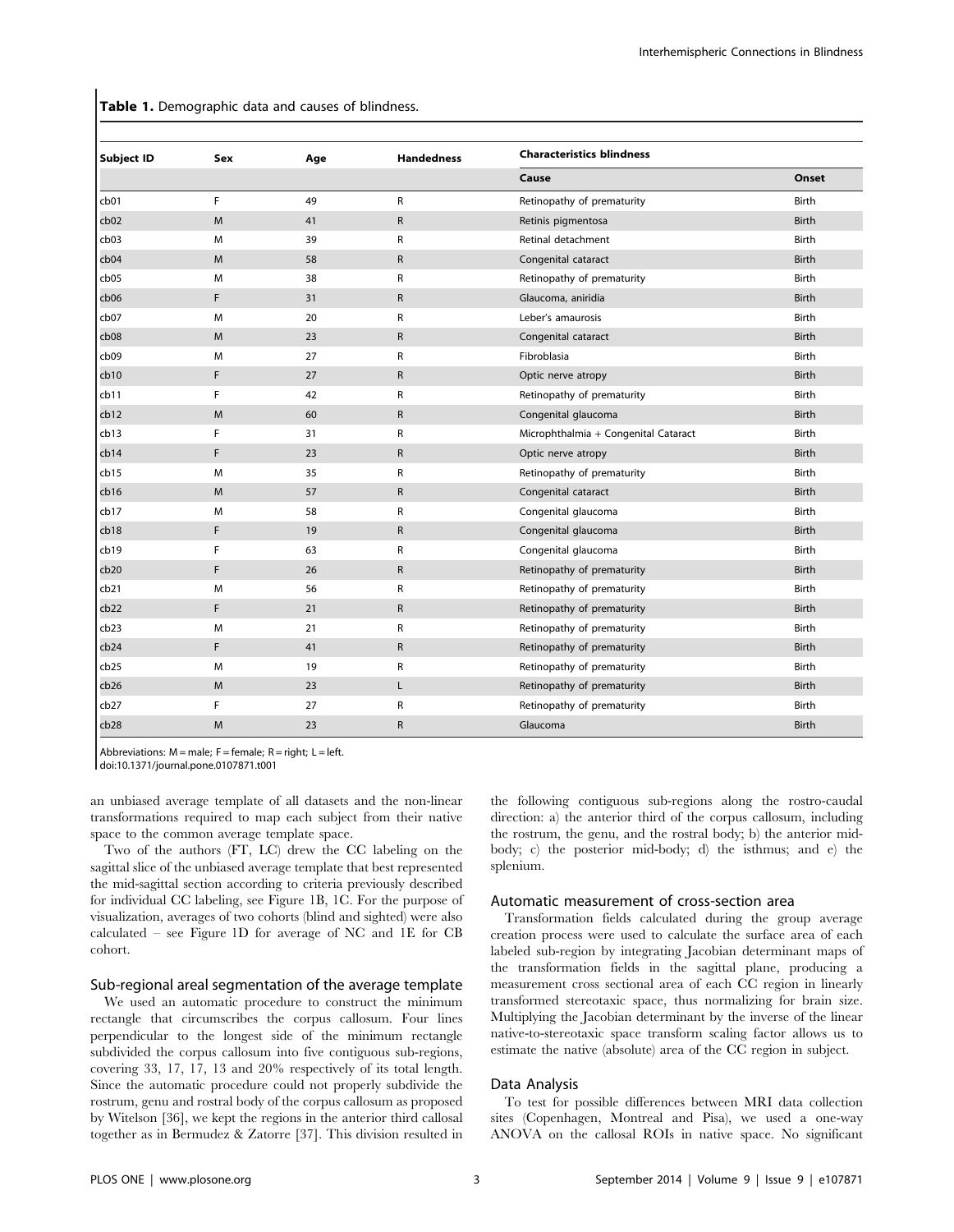**Table 1.** Demographic data and causes of blindness.

| Subject ID | Sex | Age | Handedness | Characteristics blindness | |
|---|---|---|---|---|---|
| | | | | Cause | Onset |
| cb01 | F | 49 | R | Retinopathy of prematurity | Birth |
| cb02 | M | 41 | R | Retinis pigmentosa | Birth |
| cb03 | M | 39 | R | Retinal detachment | Birth |
| cb04 | M | 58 | R | Congenital cataract | Birth |
| cb05 | M | 38 | R | Retinopathy of prematurity | Birth |
| cb06 | F | 31 | R | Glaucoma, aniridia | Birth |
| cb07 | M | 20 | R | Leber's amaurosis | Birth |
| cb08 | M | 23 | R | Congenital cataract | Birth |
| cb09 | M | 27 | R | Fibroblasia | Birth |
| cb10 | F | 27 | R | Optic nerve atropy | Birth |
| cb11 | F | 42 | R | Retinopathy of prematurity | Birth |
| cb12 | M | 60 | R | Congenital glaucoma | Birth |
| cb13 | F | 31 | R | Microphthalmia + Congenital Cataract | Birth |
| cb14 | F | 23 | R | Optic nerve atropy | Birth |
| cb15 | M | 35 | R | Retinopathy of prematurity | Birth |
| cb16 | M | 57 | R | Congenital cataract | Birth |
| cb17 | M | 58 | R | Congenital glaucoma | Birth |
| cb18 | F | 19 | R | Congenital glaucoma | Birth |
| cb19 | F | 63 | R | Congenital glaucoma | Birth |
| cb20 | F | 26 | R | Retinopathy of prematurity | Birth |
| cb21 | M | 56 | R | Retinopathy of prematurity | Birth |
| cb22 | F | 21 | R | Retinopathy of prematurity | Birth |
| cb23 | M | 21 | R | Retinopathy of prematurity | Birth |
| cb24 | F | 41 | R | Retinopathy of prematurity | Birth |
| cb25 | M | 19 | R | Retinopathy of prematurity | Birth |
| cb26 | M | 23 | L | Retinopathy of prematurity | Birth |
| cb27 | F | 27 | R | Retinopathy of prematurity | Birth |
| cb28 | M | 23 | R | Glaucoma | Birth |

Abbreviations: M = male; F = female; R = right; L = left.
doi:10.1371/journal.pone.0107871.t001

an unbiased average template of all datasets and the non-linear transformations required to map each subject from their native space to the common average template space.

Two of the authors (FT, LC) drew the CC labeling on the sagittal slice of the unbiased average template that best represented the mid-sagittal section according to criteria previously described for individual CC labeling, see Figure 1B, 1C. For the purpose of visualization, averages of two cohorts (blind and sighted) were also calculated – see Figure 1D for average of NC and 1E for CB cohort.

### Sub-regional areal segmentation of the average template

We used an automatic procedure to construct the minimum rectangle that circumscribes the corpus callosum. Four lines perpendicular to the longest side of the minimum rectangle subdivided the corpus callosum into five contiguous sub-regions, covering 33, 17, 17, 13 and 20% respectively of its total length. Since the automatic procedure could not properly subdivide the rostrum, genu and rostral body of the corpus callosum as proposed by Witelson [36], we kept the regions in the anterior third callosal together as in Bermudez & Zatorre [37]. This division resulted in the following contiguous sub-regions along the rostro-caudal direction: a) the anterior third of the corpus callosum, including the rostrum, the genu, and the rostral body; b) the anterior mid-body; c) the posterior mid-body; d) the isthmus; and e) the splenium.

### Automatic measurement of cross-section area

Transformation fields calculated during the group average creation process were used to calculate the surface area of each labeled sub-region by integrating Jacobian determinant maps of the transformation fields in the sagittal plane, producing a measurement cross sectional area of each CC region in linearly transformed stereotaxic space, thus normalizing for brain size. Multiplying the Jacobian determinant by the inverse of the linear native-to-stereotaxic space transform scaling factor allows us to estimate the native (absolute) area of the CC region in subject.

### Data Analysis

To test for possible differences between MRI data collection sites (Copenhagen, Montreal and Pisa), we used a one-way ANOVA on the callosal ROIs in native space. No significant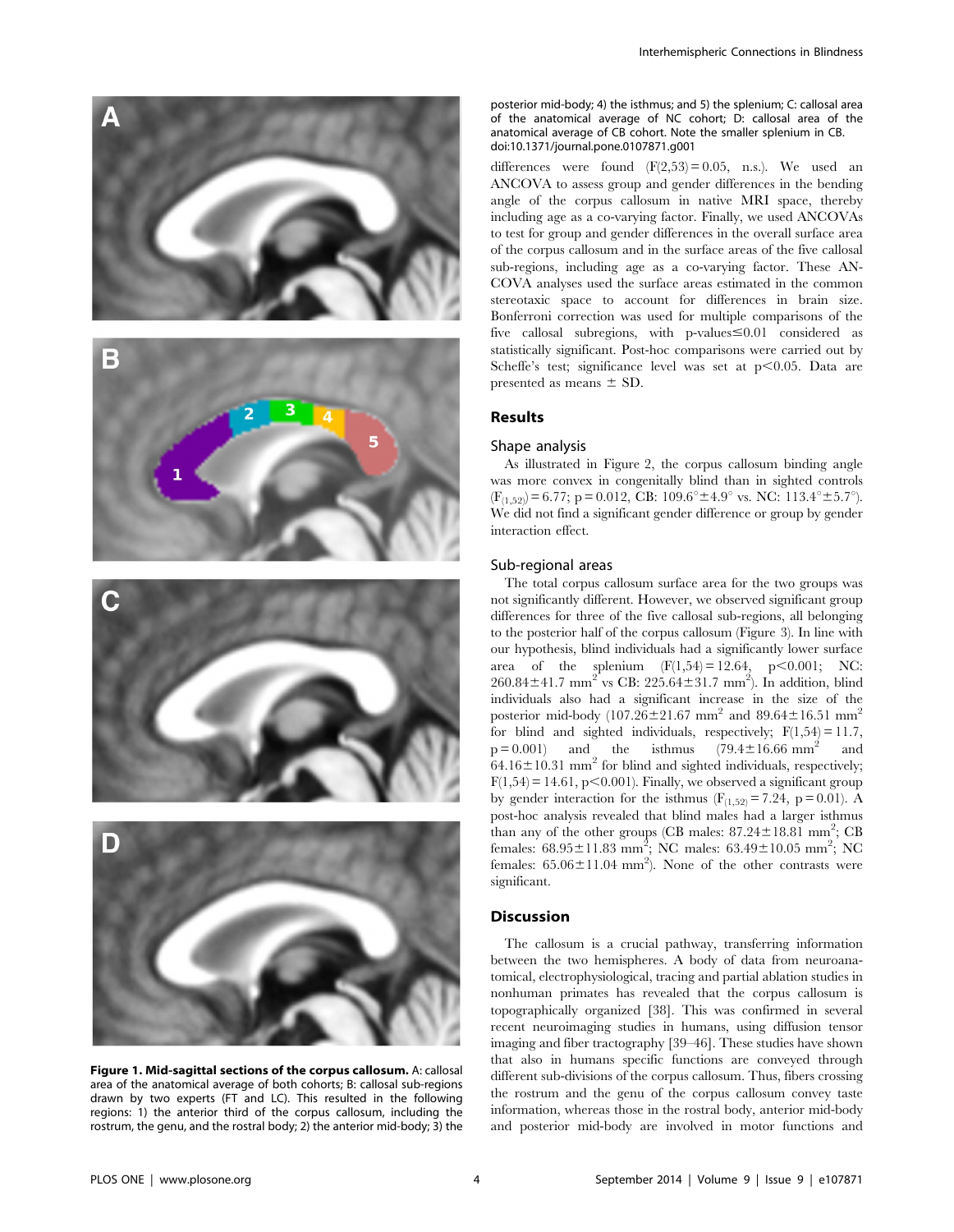**Figure 1. Mid-sagittal sections of the corpus callosum.** A: callosal area of the anatomical average of both cohorts; B: callosal sub-regions drawn by two experts (FT and LC). This resulted in the following regions: 1) the anterior third of the corpus callosum, including the rostrum, the genu, and the rostral body; 2) the anterior mid-body; 3) the posterior mid-body; 4) the isthmus; and 5) the splenium; C: callosal area of the anatomical average of NC cohort; D: callosal area of the anatomical average of CB cohort. Note the smaller splenium in CB.
doi:10.1371/journal.pone.0107871.g001

differences were found ($F(2,53) = 0.05$, n.s.). We used an ANCOVA to assess group and gender differences in the bending angle of the corpus callosum in native MRI space, thereby including age as a co-varying factor. Finally, we used ANCOVAs to test for group and gender differences in the overall surface area of the corpus callosum and in the surface areas of the five callosal sub-regions, including age as a co-varying factor. These ANCOVA analyses used the surface areas estimated in the common stereotaxic space to account for differences in brain size. Bonferroni correction was used for multiple comparisons of the five callosal subregions, with p-values$\leq$0.01 considered as statistically significant. Post-hoc comparisons were carried out by Scheffe's test; significance level was set at $p<0.05$. Data are presented as means $\pm$ SD.

## Results

### Shape analysis

As illustrated in Figure 2, the corpus callosum binding angle was more convex in congenitally blind than in sighted controls ($F_{(1,52)} = 6.77$; $p = 0.012$, CB: $109.6° \pm 4.9°$ vs. NC: $113.4° \pm 5.7°$). We did not find a significant gender difference or group by gender interaction effect.

### Sub-regional areas

The total corpus callosum surface area for the two groups was not significantly different. However, we observed significant group differences for three of the five callosal sub-regions, all belonging to the posterior half of the corpus callosum (Figure 3). In line with our hypothesis, blind individuals had a significantly lower surface area of the splenium ($F(1,54) = 12.64$, $p<0.001$; NC: $260.84 \pm 41.7$ mm$^2$ vs CB: $225.64 \pm 31.7$ mm$^2$). In addition, blind individuals also had a significant increase in the size of the posterior mid-body ($107.26 \pm 21.67$ mm$^2$ and $89.64 \pm 16.51$ mm$^2$ for blind and sighted individuals, respectively; $F(1,54) = 11.7$, $p = 0.001$) and the isthmus ($79.4 \pm 16.66$ mm$^2$ and $64.16 \pm 10.31$ mm$^2$ for blind and sighted individuals, respectively; $F(1,54) = 14.61$, $p<0.001$). Finally, we observed a significant group by gender interaction for the isthmus ($F_{(1,52)} = 7.24$, $p = 0.01$). A post-hoc analysis revealed that blind males had a larger isthmus than any of the other groups (CB males: $87.24 \pm 18.81$ mm$^2$; CB females: $68.95 \pm 11.83$ mm$^2$; NC males: $63.49 \pm 10.05$ mm$^2$; NC females: $65.06 \pm 11.04$ mm$^2$). None of the other contrasts were significant.

## Discussion

The callosum is a crucial pathway, transferring information between the two hemispheres. A body of data from neuroanatomical, electrophysiological, tracing and partial ablation studies in nonhuman primates has revealed that the corpus callosum is topographically organized [38]. This was confirmed in several recent neuroimaging studies in humans, using diffusion tensor imaging and fiber tractography [39–46]. These studies have shown that also in humans specific functions are conveyed through different sub-divisions of the corpus callosum. Thus, fibers crossing the rostrum and the genu of the corpus callosum convey taste information, whereas those in the rostral body, anterior mid-body and posterior mid-body are involved in motor functions and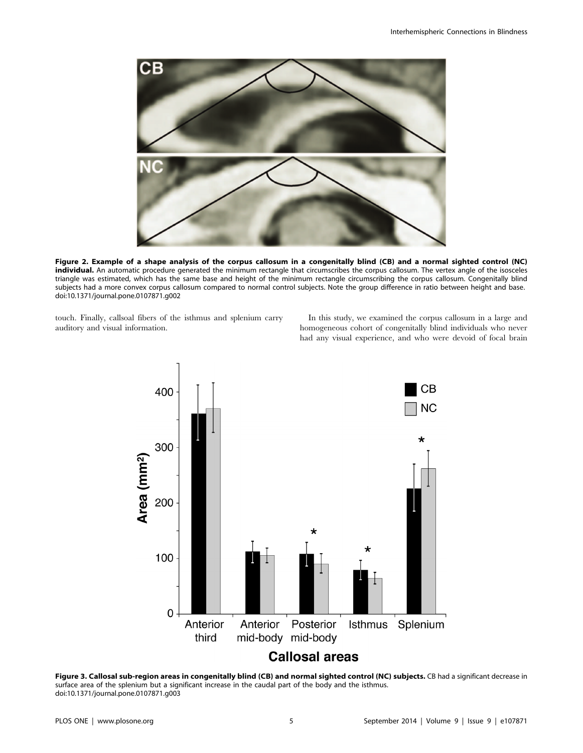**Figure 2. Example of a shape analysis of the corpus callosum in a congenitally blind (CB) and a normal sighted control (NC) individual.** An automatic procedure generated the minimum rectangle that circumscribes the corpus callosum. The vertex angle of the isosceles triangle was estimated, which has the same base and height of the minimum rectangle circumscribing the corpus callosum. Congenitally blind subjects had a more convex corpus callosum compared to normal control subjects. Note the group difference in ratio between height and base.
doi:10.1371/journal.pone.0107871.g002

touch. Finally, callsoal fibers of the isthmus and splenium carry auditory and visual information.

In this study, we examined the corpus callosum in a large and homogeneous cohort of congenitally blind individuals who never had any visual experience, and who were devoid of focal brain

**Figure 3. Callosal sub-region areas in congenitally blind (CB) and normal sighted control (NC) subjects.** CB had a significant decrease in surface area of the splenium but a significant increase in the caudal part of the body and the isthmus.
doi:10.1371/journal.pone.0107871.g003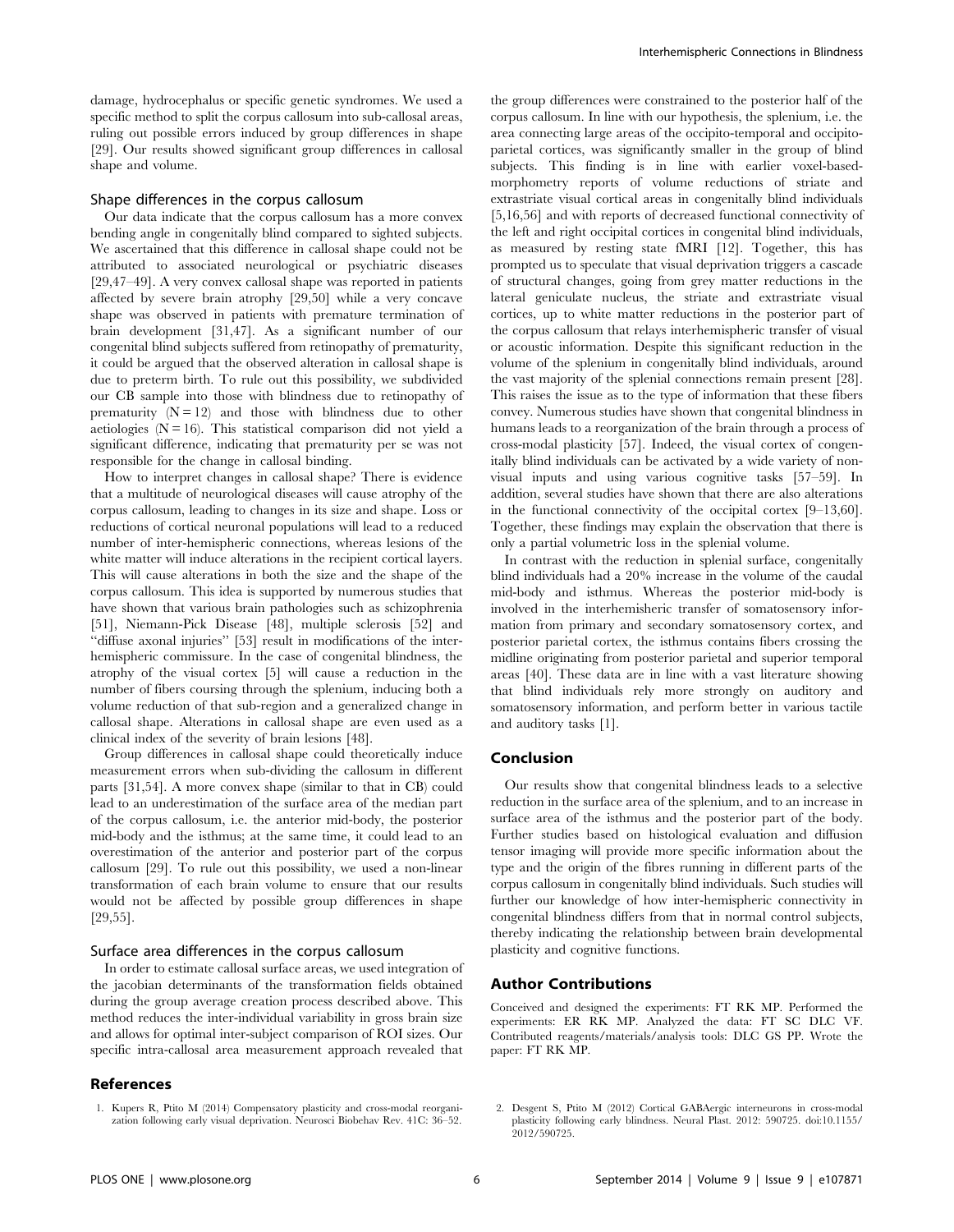damage, hydrocephalus or specific genetic syndromes. We used a specific method to split the corpus callosum into sub-callosal areas, ruling out possible errors induced by group differences in shape [29]. Our results showed significant group differences in callosal shape and volume.

### Shape differences in the corpus callosum

Our data indicate that the corpus callosum has a more convex bending angle in congenitally blind compared to sighted subjects. We ascertained that this difference in callosal shape could not be attributed to associated neurological or psychiatric diseases [29,47–49]. A very convex callosal shape was reported in patients affected by severe brain atrophy [29,50] while a very concave shape was observed in patients with premature termination of brain development [31,47]. As a significant number of our congenital blind subjects suffered from retinopathy of prematurity, it could be argued that the observed alteration in callosal shape is due to preterm birth. To rule out this possibility, we subdivided our CB sample into those with blindness due to retinopathy of prematurity ($N = 12$) and those with blindness due to other aetiologies ($N = 16$). This statistical comparison did not yield a significant difference, indicating that prematurity per se was not responsible for the change in callosal binding.

How to interpret changes in callosal shape? There is evidence that a multitude of neurological diseases will cause atrophy of the corpus callosum, leading to changes in its size and shape. Loss or reductions of cortical neuronal populations will lead to a reduced number of inter-hemispheric connections, whereas lesions of the white matter will induce alterations in the recipient cortical layers. This will cause alterations in both the size and the shape of the corpus callosum. This idea is supported by numerous studies that have shown that various brain pathologies such as schizophrenia [51], Niemann-Pick Disease [48], multiple sclerosis [52] and "diffuse axonal injuries" [53] result in modifications of the inter-hemispheric commissure. In the case of congenital blindness, the atrophy of the visual cortex [5] will cause a reduction in the number of fibers coursing through the splenium, inducing both a volume reduction of that sub-region and a generalized change in callosal shape. Alterations in callosal shape are even used as a clinical index of the severity of brain lesions [48].

Group differences in callosal shape could theoretically induce measurement errors when sub-dividing the callosum in different parts [31,54]. A more convex shape (similar to that in CB) could lead to an underestimation of the surface area of the median part of the corpus callosum, i.e. the anterior mid-body, the posterior mid-body and the isthmus; at the same time, it could lead to an overestimation of the anterior and posterior part of the corpus callosum [29]. To rule out this possibility, we used a non-linear transformation of each brain volume to ensure that our results would not be affected by possible group differences in shape [29,55].

### Surface area differences in the corpus callosum

In order to estimate callosal surface areas, we used integration of the jacobian determinants of the transformation fields obtained during the group average creation process described above. This method reduces the inter-individual variability in gross brain size and allows for optimal inter-subject comparison of ROI sizes. Our specific intra-callosal area measurement approach revealed that the group differences were constrained to the posterior half of the corpus callosum. In line with our hypothesis, the splenium, i.e. the area connecting large areas of the occipito-temporal and occipito-parietal cortices, was significantly smaller in the group of blind subjects. This finding is in line with earlier voxel-based-morphometry reports of volume reductions of striate and extrastriate visual cortical areas in congenitally blind individuals [5,16,56] and with reports of decreased functional connectivity of the left and right occipital cortices in congenital blind individuals, as measured by resting state fMRI [12]. Together, this has prompted us to speculate that visual deprivation triggers a cascade of structural changes, going from grey matter reductions in the lateral geniculate nucleus, the striate and extrastriate visual cortices, up to white matter reductions in the posterior part of the corpus callosum that relays interhemispheric transfer of visual or acoustic information. Despite this significant reduction in the volume of the splenium in congenitally blind individuals, around the vast majority of the splenial connections remain present [28]. This raises the issue as to the type of information that these fibers convey. Numerous studies have shown that congenital blindness in humans leads to a reorganization of the brain through a process of cross-modal plasticity [57]. Indeed, the visual cortex of congenitally blind individuals can be activated by a wide variety of non-visual inputs and using various cognitive tasks [57–59]. In addition, several studies have shown that there are also alterations in the functional connectivity of the occipital cortex [9–13,60]. Together, these findings may explain the observation that there is only a partial volumetric loss in the splenial volume.

In contrast with the reduction in splenial surface, congenitally blind individuals had a 20% increase in the volume of the caudal mid-body and isthmus. Whereas the posterior mid-body is involved in the interhemiseric transfer of somatosensory information from primary and secondary somatosensory cortex, and posterior parietal cortex, the isthmus contains fibers crossing the midline originating from posterior parietal and superior temporal areas [40]. These data are in line with a vast literature showing that blind individuals rely more strongly on auditory and somatosensory information, and perform better in various tactile and auditory tasks [1].

## Conclusion

Our results show that congenital blindness leads to a selective reduction in the surface area of the splenium, and to an increase in surface area of the isthmus and the posterior part of the body. Further studies based on histological evaluation and diffusion tensor imaging will provide more specific information about the type and the origin of the fibres running in different parts of the corpus callosum in congenitally blind individuals. Such studies will further our knowledge of how inter-hemispheric connectivity in congenital blindness differs from that in normal control subjects, thereby indicating the relationship between brain developmental plasticity and cognitive functions.

## Author Contributions

Conceived and designed the experiments: FT RK MP. Performed the experiments: ER RK MP. Analyzed the data: FT SC DLC VF. Contributed reagents/materials/analysis tools: DLC GS PP. Wrote the paper: FT RK MP.

## References

1. Kupers R, Ptito M (2014) Compensatory plasticity and cross-modal reorganization following early visual deprivation. Neurosci Biobehav Rev. 41C: 36–52.
2. Desgent S, Ptito M (2012) Cortical GABAergic interneurons in cross-modal plasticity following early blindness. Neural Plast. 2012: 590725. doi:10.1155/2012/590725.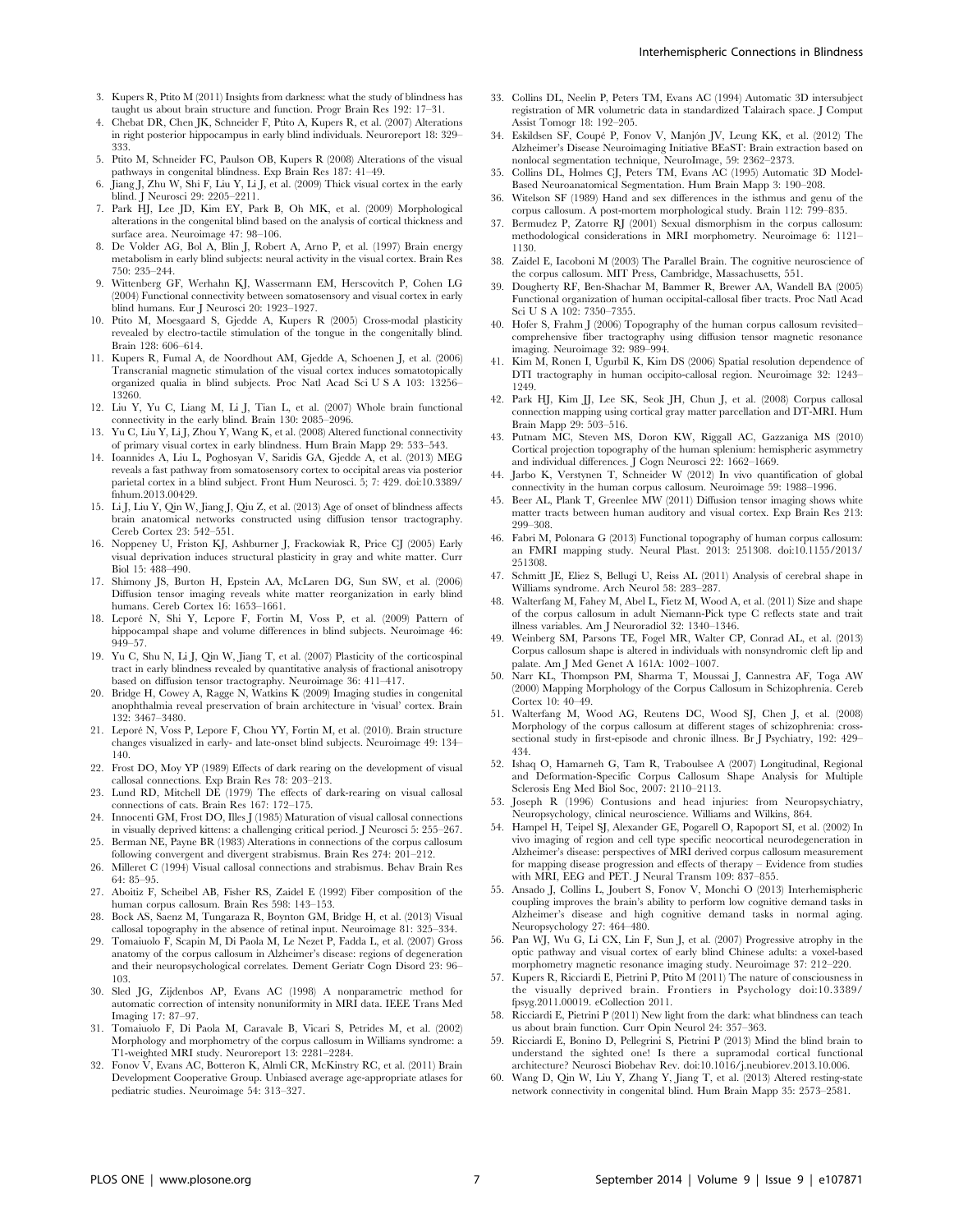3. Kupers R, Ptito M (2011) Insights from darkness: what the study of blindness has taught us about brain structure and function. Progr Brain Res 192: 17–31.
4. Chebat DR, Chen JK, Schneider F, Ptito A, Kupers R, et al. (2007) Alterations in right posterior hippocampus in early blind individuals. Neuroreport 18: 329–333.
5. Ptito M, Schneider FC, Paulson OB, Kupers R (2008) Alterations of the visual pathways in congenital blindness. Exp Brain Res 187: 41–49.
6. Jiang J, Zhu W, Shi F, Liu Y, Li J, et al. (2009) Thick visual cortex in the early blind. J Neurosci 29: 2205–2211.
7. Park HJ, Lee JD, Kim EY, Park B, Oh MK, et al. (2009) Morphological alterations in the congenital blind based on the analysis of cortical thickness and surface area. Neuroimage 47: 98–106.
8. De Volder AG, Bol A, Blin J, Robert A, Arno P, et al. (1997) Brain energy metabolism in early blind subjects: neural activity in the visual cortex. Brain Res 750: 235–244.
9. Wittenberg GF, Werhahn KJ, Wassermann EM, Herscovitch P, Cohen LG (2004) Functional connectivity between somatosensory and visual cortex in early blind humans. Eur J Neurosci 20: 1923–1927.
10. Ptito M, Moesgaard S, Gjedde A, Kupers R (2005) Cross-modal plasticity revealed by electro-tactile stimulation of the tongue in the congenitally blind. Brain 128: 606–614.
11. Kupers R, Fumal A, de Noordhout AM, Gjedde A, Schoenen J, et al. (2006) Transcranial magnetic stimulation of the visual cortex induces somatotopically organized qualia in blind subjects. Proc Natl Acad Sci U S A 103: 13256–13260.
12. Liu Y, Yu C, Liang M, Li J, Tian L, et al. (2007) Whole brain functional connectivity in the early blind. Brain 130: 2085–2096.
13. Yu C, Liu Y, Li J, Zhou Y, Wang K, et al. (2008) Altered functional connectivity of primary visual cortex in early blindness. Hum Brain Mapp 29: 533–543.
14. Ioannides A, Liu L, Poghosyan V, Saridis GA, Gjedde A, et al. (2013) MEG reveals a fast pathway from somatosensory cortex to occipital areas via posterior parietal cortex in a blind subject. Front Hum Neurosci. 5; 7: 429. doi:10.3389/fnhum.2013.00429.
15. Li J, Liu Y, Qin W, Jiang J, Qiu Z, et al. (2013) Age of onset of blindness affects brain anatomical networks constructed using diffusion tensor tractography. Cereb Cortex 23: 542–551.
16. Noppeney U, Friston KJ, Ashburner J, Frackowiak R, Price CJ (2005) Early visual deprivation induces structural plasticity in gray and white matter. Curr Biol 15: 488–490.
17. Shimony JS, Burton H, Epstein AA, McLaren DG, Sun SW, et al. (2006) Diffusion tensor imaging reveals white matter reorganization in early blind humans. Cereb Cortex 16: 1653–1661.
18. Leporé N, Shi Y, Lepore F, Fortin M, Voss P, et al. (2009) Pattern of hippocampal shape and volume differences in blind subjects. Neuroimage 46: 949–57.
19. Yu C, Shu N, Li J, Qin W, Jiang T, et al. (2007) Plasticity of the corticospinal tract in early blindness revealed by quantitative analysis of fractional anisotropy based on diffusion tensor tractography. Neuroimage 36: 411–417.
20. Bridge H, Cowey A, Ragge N, Watkins K (2009) Imaging studies in congenital anophthalmia reveal preservation of brain architecture in 'visual' cortex. Brain 132: 3467–3480.
21. Leporé N, Voss P, Lepore F, Chou YY, Fortin M, et al. (2010). Brain structure changes visualized in early- and late-onset blind subjects. Neuroimage 49: 134–140.
22. Frost DO, Moy YP (1989) Effects of dark rearing on the development of visual callosal connections. Exp Brain Res 78: 203–213.
23. Lund RD, Mitchell DE (1979) The effects of dark-rearing on visual callosal connections of cats. Brain Res 167: 172–175.
24. Innocenti GM, Frost DO, Illes J (1985) Maturation of visual callosal connections in visually deprived kittens: a challenging critical period. J Neurosci 5: 255–267.
25. Berman NE, Payne BR (1983) Alterations in connections of the corpus callosum following convergent and divergent strabismus. Brain Res 274: 201–212.
26. Milleret C (1994) Visual callosal connections and strabismus. Behav Brain Res 64: 85–95.
27. Aboitiz F, Scheibel AB, Fisher RS, Zaidel E (1992) Fiber composition of the human corpus callosum. Brain Res 598: 143–153.
28. Bock AS, Saenz M, Tungaraza R, Boynton GM, Bridge H, et al. (2013) Visual callosal topography in the absence of retinal input. Neuroimage 81: 325–334.
29. Tomaiuolo F, Scapin M, Di Paola M, Le Nezet P, Fadda L, et al. (2007) Gross anatomy of the corpus callosum in Alzheimer's disease: regions of degeneration and their neuropsychological correlates. Dement Geriatr Cogn Disord 23: 96–103.
30. Sled JG, Zijdenbos AP, Evans AC (1998) A nonparametric method for automatic correction of intensity nonuniformity in MRI data. IEEE Trans Med Imaging 17: 87–97.
31. Tomaiuolo F, Di Paola M, Caravale B, Vicari S, Petrides M, et al. (2002) Morphology and morphometry of the corpus callosum in Williams syndrome: a T1-weighted MRI study. Neuroreport 13: 2281–2284.
32. Fonov V, Evans AC, Botteron K, Almli CR, McKinstry RC, et al. (2011) Brain Development Cooperative Group. Unbiased average age-appropriate atlases for pediatric studies. Neuroimage 54: 313–327.
33. Collins DL, Neelin P, Peters TM, Evans AC (1994) Automatic 3D intersubject registration of MR volumetric data in standardized Talairach space. J Comput Assist Tomogr 18: 192–205.
34. Eskildsen SF, Coupé P, Fonov V, Manjón JV, Leung KK, et al. (2012) The Alzheimer's Disease Neuroimaging Initiative BEaST: Brain extraction based on nonlocal segmentation technique, NeuroImage, 59: 2362–2373.
35. Collins DL, Holmes CJ, Peters TM, Evans AC (1995) Automatic 3D Model-Based Neuroanatomical Segmentation. Hum Brain Mapp 3: 190–208.
36. Witelson SF (1989) Hand and sex differences in the isthmus and genu of the corpus callosum. A post-mortem morphological study. Brain 112: 799–835.
37. Bermudez P, Zatorre RJ (2001) Sexual dismorphism in the corpus callosum: methodological considerations in MRI morphometry. Neuroimage 6: 1121–1130.
38. Zaidel E, Iacoboni M (2003) The Parallel Brain. The cognitive neuroscience of the corpus callosum. MIT Press, Cambridge, Massachusetts, 551.
39. Dougherty RF, Ben-Shachar M, Bammer R, Brewer AA, Wandell BA (2005) Functional organization of human occipital-callosal fiber tracts. Proc Natl Acad Sci U S A 102: 7350–7355.
40. Hofer S, Frahm J (2006) Topography of the human corpus callosum revisited–comprehensive fiber tractography using diffusion tensor magnetic resonance imaging. Neuroimage 32: 989–994.
41. Kim M, Ronen I, Ugurbil K, Kim DS (2006) Spatial resolution dependence of DTI tractography in human occipito-callosal region. Neuroimage 32: 1243–1249.
42. Park HJ, Kim JJ, Lee SK, Seok JH, Chun J, et al. (2008) Corpus callosal connection mapping using cortical gray matter parcellation and DT-MRI. Hum Brain Mapp 29: 503–516.
43. Putnam MC, Steven MS, Doron KW, Riggall AC, Gazzaniga MS (2010) Cortical projection topography of the human splenium: hemispheric asymmetry and individual differences. J Cogn Neurosci 22: 1662–1669.
44. Jarbo K, Verstynen T, Schneider W (2012) In vivo quantification of global connectivity in the human corpus callosum. Neuroimage 59: 1988–1996.
45. Beer AL, Plank T, Greenlee MW (2011) Diffusion tensor imaging shows white matter tracts between human auditory and visual cortex. Exp Brain Res 213: 299–308.
46. Fabri M, Polonara G (2013) Functional topography of human corpus callosum: an FMRI mapping study. Neural Plast. 2013: 251308. doi:10.1155/2013/251308.
47. Schmitt JE, Eliez S, Bellugi U, Reiss AL (2011) Analysis of cerebral shape in Williams syndrome. Arch Neurol 58: 283–287.
48. Walterfang M, Fahey M, Abel L, Fietz M, Wood A, et al. (2011) Size and shape of the corpus callosum in adult Niemann-Pick type C reflects state and trait illness variables. Am J Neuroradiol 32: 1340–1346.
49. Weinberg SM, Parsons TE, Fogel MR, Walter CP, Conrad AL, et al. (2013) Corpus callosum shape is altered in individuals with nonsyndromic cleft lip and palate. Am J Med Genet A 161A: 1002–1007.
50. Narr KL, Thompson PM, Sharma T, Moussai J, Cannestra AF, Toga AW (2000) Mapping Morphology of the Corpus Callosum in Schizophrenia. Cereb Cortex 10: 40–49.
51. Walterfang M, Wood AG, Reutens DC, Wood SJ, Chen J, et al. (2008) Morphology of the corpus callosum at different stages of schizophrenia: cross-sectional study in first-episode and chronic illness. Br J Psychiatry, 192: 429–434.
52. Ishaq O, Hamarneh G, Tam R, Traboulsee A (2007) Longitudinal, Regional and Deformation-Specific Corpus Callosum Shape Analysis for Multiple Sclerosis Eng Med Biol Soc, 2007: 2110–2113.
53. Joseph R (1996) Contusions and head injuries: from Neuropsychiatry, Neuropsychology, clinical neuroscience. Williams and Wilkins, 864.
54. Hampel H, Teipel SJ, Alexander GE, Pogarell O, Rapoport SI, et al. (2002) In vivo imaging of region and cell type specific neocortical neurodegeneration in Alzheimer's disease: perspectives of MRI derived corpus callosum measurement for mapping disease progression and effects of therapy – Evidence from studies with MRI, EEG and PET. J Neural Transm 109: 837–855.
55. Ansado J, Collins L, Joubert S, Fonov V, Monchi O (2013) Interhemispheric coupling improves the brain's ability to perform low cognitive demand tasks in Alzheimer's disease and high cognitive demand tasks in normal aging. Neuropsychology 27: 464–480.
56. Pan WJ, Wu G, Li CX, Lin F, Sun J, et al. (2007) Progressive atrophy in the optic pathway and visual cortex of early blind Chinese adults: a voxel-based morphometry magnetic resonance imaging study. Neuroimage 37: 212–220.
57. Kupers R, Ricciardi E, Pietrini P, Ptito M (2011) The nature of consciousness in the visually deprived brain. Frontiers in Psychology doi:10.3389/fpsyg.2011.00019. eCollection 2011.
58. Ricciardi E, Pietrini P (2011) New light from the dark: what blindness can teach us about brain function. Curr Opin Neurol 24: 357–363.
59. Ricciardi E, Bonino D, Pellegrini S, Pietrini P (2013) Mind the blind brain to understand the sighted one! Is there a supramodal cortical functional architecture? Neurosci Biobehav Rev. doi:10.1016/j.neubiorev.2013.10.006.
60. Wang D, Qin W, Liu Y, Zhang Y, Jiang T, et al. (2013) Altered resting-state network connectivity in congenital blind. Hum Brain Mapp 35: 2573–2581.